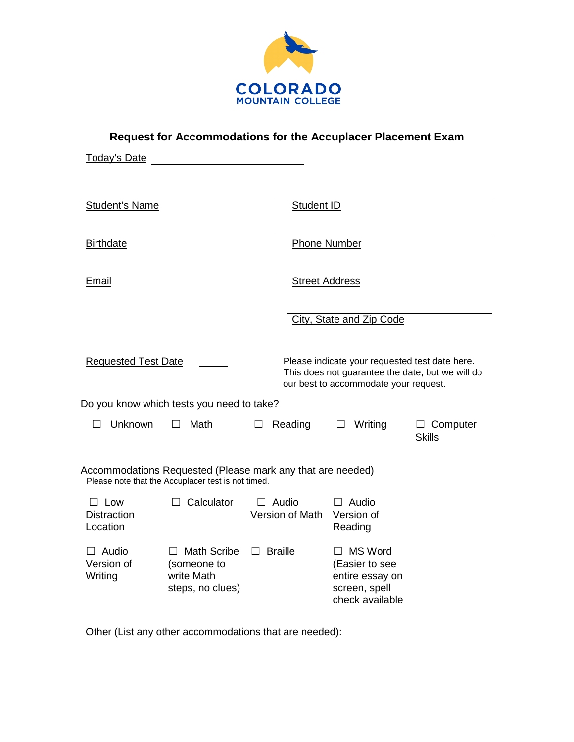COLORADO MOUNTAIN COLLEGE

## Request for Accommodations for the Accuplacer Placement Exam

Today's Date ______________________

Student's Name

Student ID

Birthdate

Phone Number

Email

Street Address

City, State and Zip Code

Requested Test Date ______

Please indicate your requested test date here. This does not guarantee the date, but we will do our best to accommodate your request.

Do you know which tests you need to take?

☐ Unknown ☐ Math ☐ Reading ☐ Writing ☐ Computer Skills

Accommodations Requested (Please mark any that are needed)
Please note that the Accuplacer test is not timed.

☐ Low Distraction Location

☐ Calculator

☐ Audio Version of Math

☐ Audio Version of Reading

☐ Audio Version of Writing

☐ Math Scribe (someone to write Math steps, no clues)

☐ Braille

☐ MS Word (Easier to see entire essay on screen, spell check available

Other (List any other accommodations that are needed):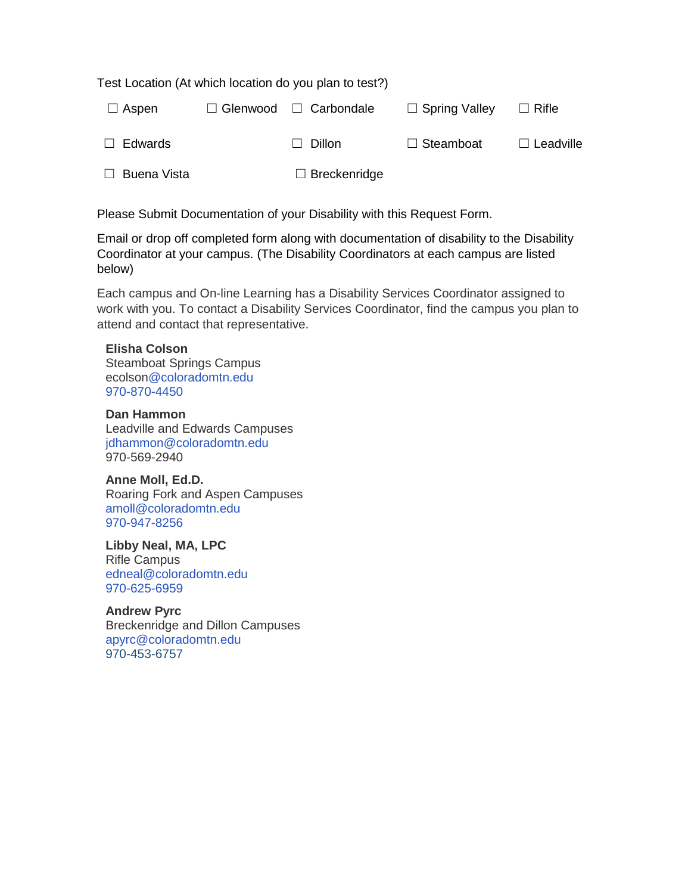Test Location (At which location do you plan to test?)

| | | | | |
|---|---|---|---|---|
| ☐ Aspen | ☐ Glenwood | ☐ Carbondale | ☐ Spring Valley | ☐ Rifle |
| ☐ Edwards | | ☐ Dillon | ☐ Steamboat | ☐ Leadville |
| ☐ Buena Vista | | ☐ Breckenridge | | |

Please Submit Documentation of your Disability with this Request Form.

Email or drop off completed form along with documentation of disability to the Disability Coordinator at your campus. (The Disability Coordinators at each campus are listed below)

Each campus and On-line Learning has a Disability Services Coordinator assigned to work with you. To contact a Disability Services Coordinator, find the campus you plan to attend and contact that representative.

**Elisha Colson**
Steamboat Springs Campus
ecolson@coloradomtn.edu
970-870-4450

**Dan Hammon**
Leadville and Edwards Campuses
jdhammon@coloradomtn.edu
970-569-2940

**Anne Moll, Ed.D.**
Roaring Fork and Aspen Campuses
amoll@coloradomtn.edu
970-947-8256

**Libby Neal, MA, LPC**
Rifle Campus
edneal@coloradomtn.edu
970-625-6959

**Andrew Pyrc**
Breckenridge and Dillon Campuses
apyrc@coloradomtn.edu
970-453-6757